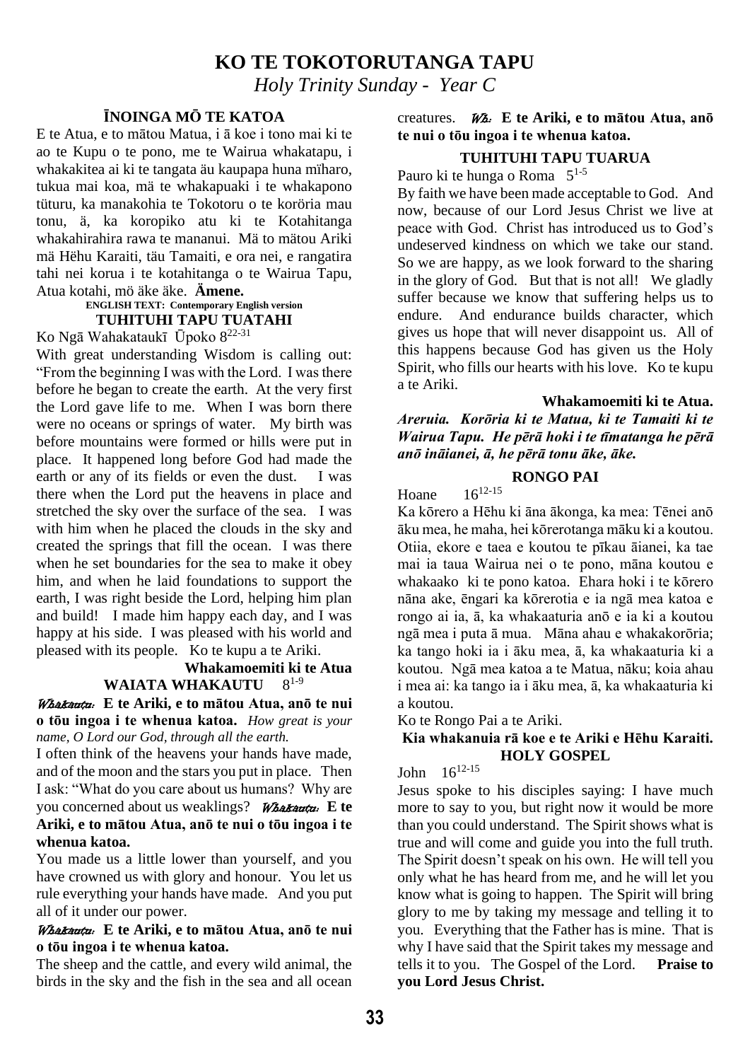# KO TE TOKOTORUTANGA TAPU

*Holy Trinity Sunday - Year C*

## ĪNOINGA MŌ TE KATOA

E te Atua, e to mātou Matua, i ā koe i tono mai ki te ao te Kupu o te pono, me te Wairua whakatapu, i whakakitea ai ki te tangata äu kaupapa huna mïharo, tukua mai koa, mä te whakapuaki i te whakapono tüturu, ka manakohia te Tokotoru o te koröria mau tonu, ä, ka koropiko atu ki te Kotahitanga whakahirahira rawa te mananui. Mä to mätou Ariki mä Hëhu Karaiti, täu Tamaiti, e ora nei, e rangatira tahi nei korua i te kotahitanga o te Wairua Tapu, Atua kotahi, mö äke äke. **Ämene.**

**ENGLISH TEXT: Contemporary English version**

## TUHITUHI TAPU TUATAHI

Ko Ngā Wahakataukī Ūpoko 8[22-31]

With great understanding Wisdom is calling out: "From the beginning I was with the Lord. I was there before he began to create the earth. At the very first the Lord gave life to me. When I was born there were no oceans or springs of water. My birth was before mountains were formed or hills were put in place. It happened long before God had made the earth or any of its fields or even the dust. I was there when the Lord put the heavens in place and stretched the sky over the surface of the sea. I was with him when he placed the clouds in the sky and created the springs that fill the ocean. I was there when he set boundaries for the sea to make it obey him, and when he laid foundations to support the earth, I was right beside the Lord, helping him plan and build! I made him happy each day, and I was happy at his side. I was pleased with his world and pleased with its people. Ko te kupu a te Ariki.

**Whakamoemiti ki te Atua**

## WAIATA WHAKAUTU 8[1-9]

*Whakautu:* **E te Ariki, e to mātou Atua, anō te nui o tōu ingoa i te whenua katoa.** *How great is your name, O Lord our God, through all the earth.*

I often think of the heavens your hands have made, and of the moon and the stars you put in place. Then I ask: "What do you care about us humans? Why are you concerned about us weaklings? *Whakautu:* **E te Ariki, e to mātou Atua, anō te nui o tōu ingoa i te whenua katoa.**

You made us a little lower than yourself, and you have crowned us with glory and honour. You let us rule everything your hands have made. And you put all of it under our power.

*Whakautu:* **E te Ariki, e to mātou Atua, anō te nui o tōu ingoa i te whenua katoa.**

The sheep and the cattle, and every wild animal, the birds in the sky and the fish in the sea and all ocean creatures. *Wh:* **E te Ariki, e to mātou Atua, anō te nui o tōu ingoa i te whenua katoa.**

## TUHITUHI TAPU TUARUA

Pauro ki te hunga o Roma 5[1-5]

By faith we have been made acceptable to God. And now, because of our Lord Jesus Christ we live at peace with God. Christ has introduced us to God's undeserved kindness on which we take our stand. So we are happy, as we look forward to the sharing in the glory of God. But that is not all! We gladly suffer because we know that suffering helps us to endure. And endurance builds character, which gives us hope that will never disappoint us. All of this happens because God has given us the Holy Spirit, who fills our hearts with his love. Ko te kupu a te Ariki.

**Whakamoemiti ki te Atua.**

***Areruia. Korōria ki te Matua, ki te Tamaiti ki te Wairua Tapu. He pērā hoki i te tīmatanga he pērā anō ināianei, ā, he pērā tonu āke, āke.***

## RONGO PAI

Hoane 16[12-15]

Ka kōrero a Hēhu ki āna ākonga, ka mea: Tēnei anō āku mea, he maha, hei kōrerotanga māku ki a koutou. Otiia, ekore e taea e koutou te pīkau āianei, ka tae mai ia taua Wairua nei o te pono, māna koutou e whakaako ki te pono katoa. Ehara hoki i te kōrero nāna ake, ēngari ka kōrerotia e ia ngā mea katoa e rongo ai ia, ā, ka whakaaturia anō e ia ki a koutou ngā mea i puta ā mua. Māna ahau e whakakorōria; ka tango hoki ia i āku mea, ā, ka whakaaturia ki a koutou. Ngā mea katoa a te Matua, nāku; koia ahau i mea ai: ka tango ia i āku mea, ā, ka whakaaturia ki a koutou.

Ko te Rongo Pai a te Ariki.

**Kia whakanuia rā koe e te Ariki e Hēhu Karaiti.**

## HOLY GOSPEL

John 16[12-15]

Jesus spoke to his disciples saying: I have much more to say to you, but right now it would be more than you could understand. The Spirit shows what is true and will come and guide you into the full truth. The Spirit doesn't speak on his own. He will tell you only what he has heard from me, and he will let you know what is going to happen. The Spirit will bring glory to me by taking my message and telling it to you. Everything that the Father has is mine. That is why I have said that the Spirit takes my message and tells it to you. The Gospel of the Lord. **Praise to you Lord Jesus Christ.**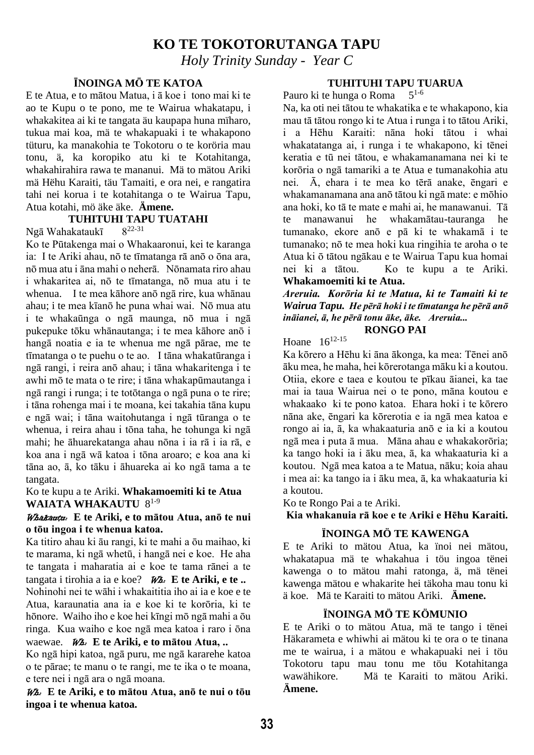# KO TE TOKOTORUTANGA TAPU

*Holy Trinity Sunday - Year C*

### ĪNOINGA MŌ TE KATOA

E te Atua, e to mātou Matua, i ā koe i tono mai ki te ao te Kupu o te pono, me te Wairua whakatapu, i whakakitea ai ki te tangata äu kaupapa huna mïharo, tukua mai koa, mä te whakapuaki i te whakapono tüturu, ka manakohia te Tokotoru o te korōria mau tonu, ä, ka koropiko atu ki te Kotahitanga, whakahirahira rawa te mananui. Mä to mätou Ariki mä Hëhu Karaiti, täu Tamaiti, e ora nei, e rangatira tahi nei korua i te kotahitanga o te Wairua Tapu, Atua kotahi, mö äke äke. **Ämene.**

### TUHITUHI TAPU TUATAHI

Ngā Wahakataukī 8[22-31]

Ko te Pūtakenga mai o Whakaaronui, kei te karanga ia: I te Ariki ahau, nō te tīmatanga rā anō o ōna ara, nō mua atu i āna mahi o neherā. Nōnamata riro ahau i whakaritea ai, nō te tīmatanga, nō mua atu i te whenua. I te mea kāhore anō ngā rire, kua whānau ahau; i te mea kīanō he puna whai wai. Nō mua atu i te whakaūnga o ngā maunga, nō mua i ngā pukepuke tōku whānautanga; i te mea kāhore anō i hangā noatia e ia te whenua me ngā pārae, me te tīmatanga o te puehu o te ao. I tāna whakatūranga i ngā rangi, i reira anō ahau; i tāna whakaritenga i te awhi mō te mata o te rire; i tāna whakapūmautanga i ngā rangi i runga; i te totōtanga o ngā puna o te rire; i tāna rohenga mai i te moana, kei takahia tāna kupu e ngā wai; i tāna waitohutanga i ngā tūranga o te whenua, i reira ahau i tōna taha, he tohunga ki ngā mahi; he āhuarekatanga ahau nōna i ia rā i ia rā, e koa ana i ngā wā katoa i tōna aroaro; e koa ana ki tāna ao, ā, ko tāku i āhuareka ai ko ngā tama a te tangata.

Ko te kupu a te Ariki. **Whakamoemiti ki te Atua**

### WAIATA WHAKAUTU 8[1-9]

***Whakautu:* E te Ariki, e to mātou Atua, anō te nui o tōu ingoa i te whenua katoa.**

Ka titiro ahau ki āu rangi, ki te mahi a ōu maihao, ki te marama, ki ngā whetū, i hangā nei e koe. He aha te tangata i maharatia ai e koe te tama rānei a te tangata i tirohia a ia e koe? ***Wh:* E te Ariki, e te ..**

Nohinohi nei te wāhi i whakaititia iho ai ia e koe e te Atua, karaunatia ana ia e koe ki te korōria, ki te hōnore. Waiho iho e koe hei kīngi mō ngā mahi a ōu ringa. Kua waiho e koe ngā mea katoa i raro i ōna waewae. ***Wh:* E te Ariki, e to mātou Atua, ..**

Ko ngā hipi katoa, ngā puru, me ngā kararehe katoa o te pārae; te manu o te rangi, me te ika o te moana, e tere nei i ngā ara o ngā moana.

***Wh:* E te Ariki, e to mātou Atua, anō te nui o tōu ingoa i te whenua katoa.**

### TUHITUHI TAPU TUARUA

Pauro ki te hunga o Roma 5[1-6]

Na, ka oti nei tātou te whakatika e te whakapono, kia mau tā tātou rongo ki te Atua i runga i to tātou Ariki, i a Hēhu Karaiti: nāna hoki tātou i whai whakatatanga ai, i runga i te whakapono, ki tēnei keratia e tū nei tātou, e whakamanamana nei ki te korōria o ngā tamariki a te Atua e tumanakohia atu nei. Ā, ehara i te mea ko tērā anake, ēngari e whakamanamana ana anō tātou ki ngā mate: e mōhio ana hoki, ko tā te mate e mahi ai, he manawanui. Tā te manawanui he whakamātau-tauranga he tumanako, ekore anō e pā ki te whakamā i te tumanako; nō te mea hoki kua ringihia te aroha o te Atua ki ō tātou ngākau e te Wairua Tapu kua homai nei ki a tātou. Ko te kupu a te Ariki. **Whakamoemiti ki te Atua.**

***Areruia. Korōria ki te Matua, ki te Tamaiti ki te Wairua Tapu. He pērā hoki i te tīmatanga he pērā anō ināianei, ā, he pērā tonu āke, āke. Areruia...***

### RONGO PAI

Hoane 16[12-15]

Ka kōrero a Hēhu ki āna ākonga, ka mea: Tēnei anō āku mea, he maha, hei kōrerotanga māku ki a koutou. Otiia, ekore e taea e koutou te pīkau āianei, ka tae mai ia taua Wairua nei o te pono, māna koutou e whakaako ki te pono katoa. Ehara hoki i te kōrero nāna ake, ēngari ka kōrerotia e ia ngā mea katoa e rongo ai ia, ā, ka whakaaturia anō e ia ki a koutou ngā mea i puta ā mua. Māna ahau e whakakorōria; ka tango hoki ia i āku mea, ā, ka whakaaturia ki a koutou. Ngā mea katoa a te Matua, nāku; koia ahau i mea ai: ka tango ia i āku mea, ā, ka whakaaturia ki a koutou.

Ko te Rongo Pai a te Ariki.

**Kia whakanuia rā koe e te Ariki e Hēhu Karaiti.**

### ÏNOINGA MÖ TE KAWENGA

E te Ariki to mätou Atua, ka ïnoi nei mätou, whakatapua mä te whakahua i töu ingoa tënei kawenga o to mätou mahi ratonga, ä, mä tënei kawenga mätou e whakarite hei täkoha mau tonu ki ä koe. Mä te Karaiti to mätou Ariki. **Ämene.**

### ÏNOINGA MÖ TE KÖMUNIO

E te Ariki o to mätou Atua, mä te tango i tënei Häkarameta e whiwhi ai mätou ki te ora o te tinana me te wairua, i a mätou e whakapuaki nei i töu Tokotoru tapu mau tonu me töu Kotahitanga wawähikore. Mä te Karaiti to mätou Ariki. **Ämene.**